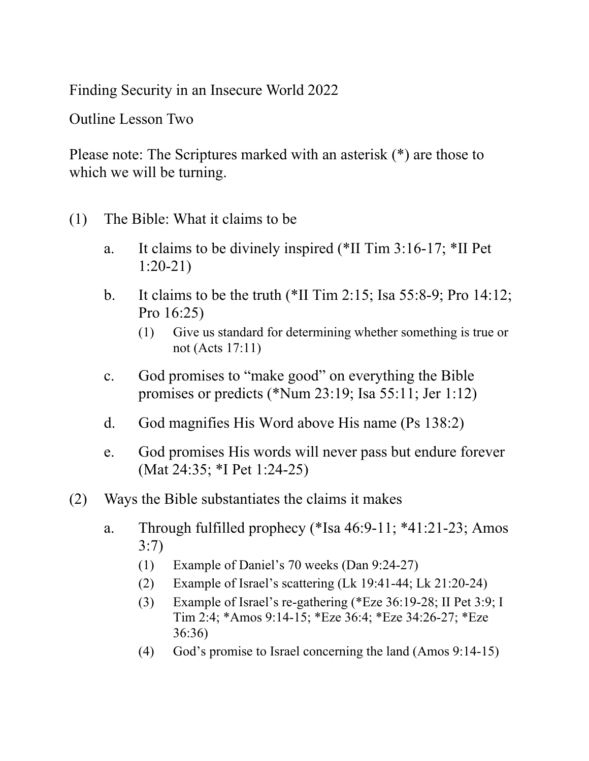Finding Security in an Insecure World 2022

Outline Lesson Two

Please note: The Scriptures marked with an asterisk (*) are those to which we will be turning.

(1) The Bible: What it claims to be

  a. It claims to be divinely inspired (*II Tim 3:16-17; *II Pet 1:20-21)

  b. It claims to be the truth (*II Tim 2:15; Isa 55:8-9; Pro 14:12; Pro 16:25)

    (1) Give us standard for determining whether something is true or not (Acts 17:11)

  c. God promises to "make good" on everything the Bible promises or predicts (*Num 23:19; Isa 55:11; Jer 1:12)

  d. God magnifies His Word above His name (Ps 138:2)

  e. God promises His words will never pass but endure forever (Mat 24:35; *I Pet 1:24-25)

(2) Ways the Bible substantiates the claims it makes

  a. Through fulfilled prophecy (*Isa 46:9-11; *41:21-23; Amos 3:7)

    (1) Example of Daniel's 70 weeks (Dan 9:24-27)
    (2) Example of Israel's scattering (Lk 19:41-44; Lk 21:20-24)
    (3) Example of Israel's re-gathering (*Eze 36:19-28; II Pet 3:9; I Tim 2:4; *Amos 9:14-15; *Eze 36:4; *Eze 34:26-27; *Eze 36:36)
    (4) God's promise to Israel concerning the land (Amos 9:14-15)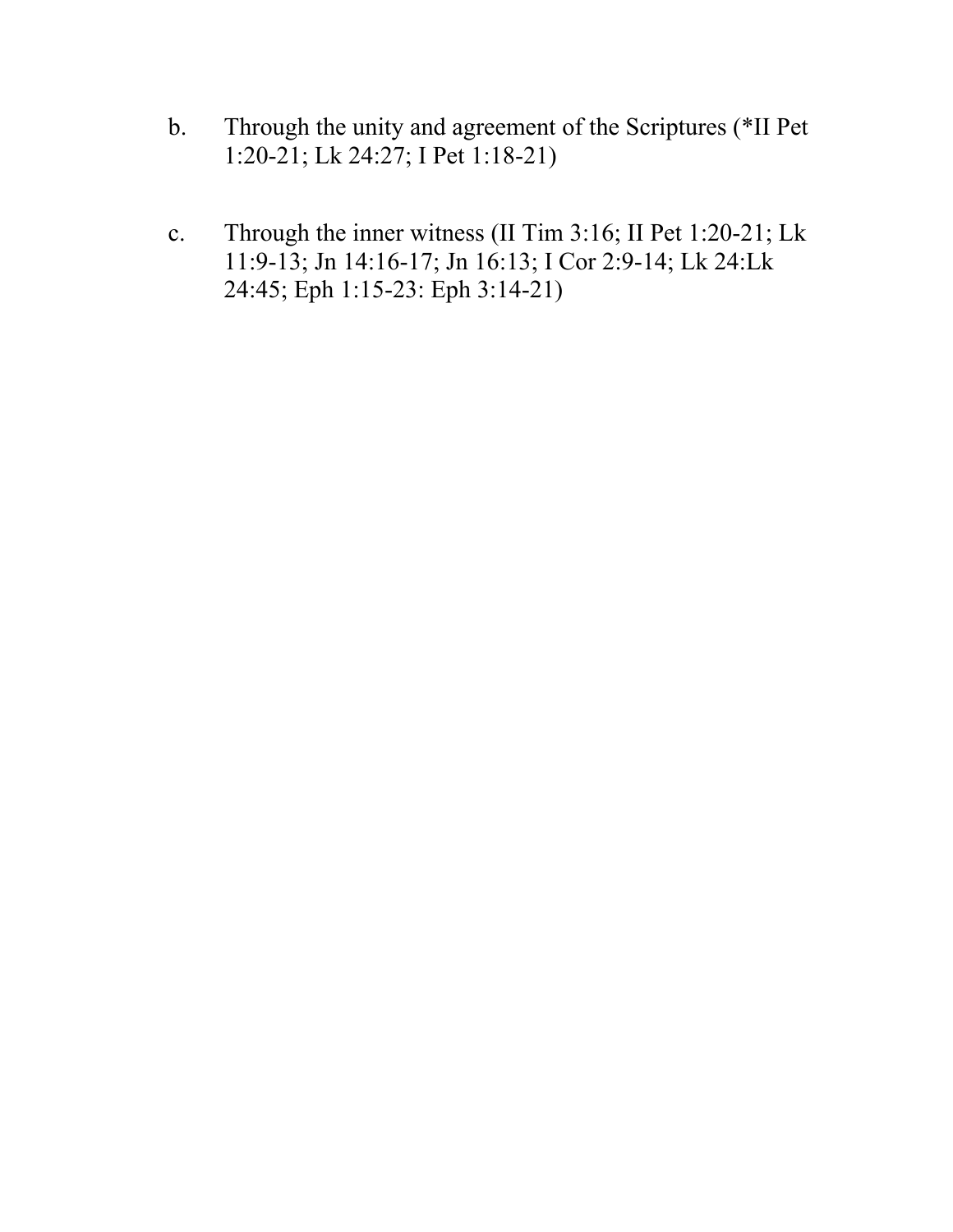b. Through the unity and agreement of the Scriptures (*II Pet 1:20-21; Lk 24:27; I Pet 1:18-21)

c. Through the inner witness (II Tim 3:16; II Pet 1:20-21; Lk 11:9-13; Jn 14:16-17; Jn 16:13; I Cor 2:9-14; Lk 24:Lk 24:45; Eph 1:15-23: Eph 3:14-21)